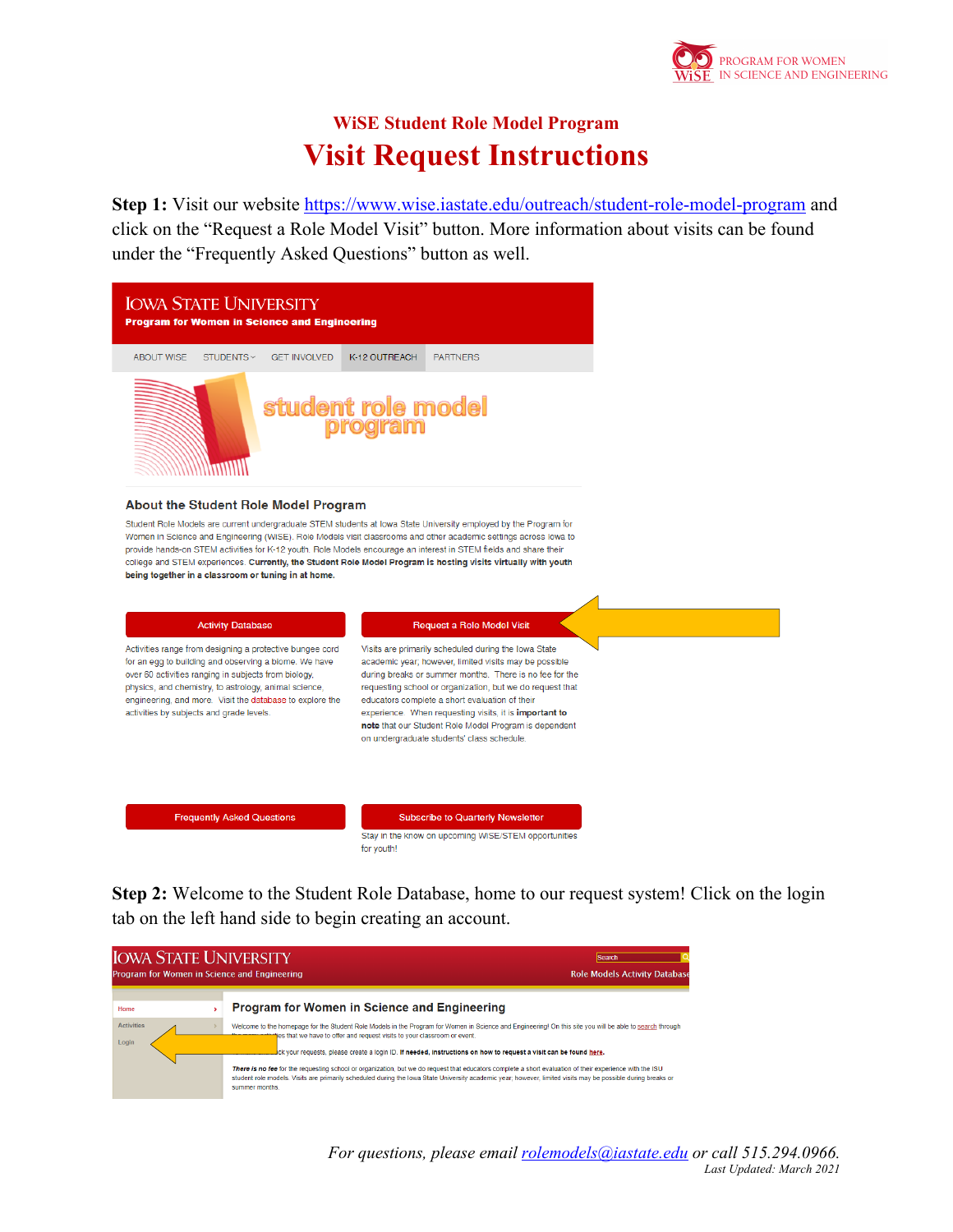PROGRAM FOR WOMEN IN SCIENCE AND ENGINEERING

## WiSE Student Role Model Program

# Visit Request Instructions

**Step 1:** Visit our website [https://www.wise.iastate.edu/outreach/student-role-model-program](https://www.wise.iastate.edu/outreach/student-role-model-program) and click on the "Request a Role Model Visit" button. More information about visits can be found under the "Frequently Asked Questions" button as well.

IOWA STATE UNIVERSITY

Program for Women in Science and Engineering

ABOUT WISE | STUDENTS | GET INVOLVED | K-12 OUTREACH | PARTNERS

student role model program

### About the Student Role Model Program

Student Role Models are current undergraduate STEM students at Iowa State University employed by the Program for Women in Science and Engineering (WiSE). Role Models visit classrooms and other academic settings across Iowa to provide hands-on STEM activities for K-12 youth. Role Models encourage an interest in STEM fields and share their college and STEM experiences. **Currently, the Student Role Model Program is hosting visits virtually with youth being together in a classroom or tuning in at home.**

**Activity Database**

Activities range from designing a protective bungee cord for an egg to building and observing a biome. We have over 60 activities ranging in subjects from biology, physics, and chemistry, to astrology, animal science, engineering, and more. Visit the database to explore the activities by subjects and grade levels.

**Request a Role Model Visit**

Visits are primarily scheduled during the Iowa State academic year; however, limited visits may be possible during breaks or summer months. There is no fee for the requesting school or organization, but we do request that educators complete a short evaluation of their experience. When requesting visits, it is **important to note** that our Student Role Model Program is dependent on undergraduate students' class schedule.

**Frequently Asked Questions**

**Subscribe to Quarterly Newsletter**

Stay in the know on upcoming WiSE/STEM opportunities for youth!

**Step 2:** Welcome to the Student Role Database, home to our request system! Click on the login tab on the left hand side to begin creating an account.

IOWA STATE UNIVERSITY

Program for Women in Science and Engineering

Search

Role Models Activity Database

Home

Activities

Login

### Program for Women in Science and Engineering

Welcome to the homepage for the Student Role Models in the Program for Women in Science and Engineering! On this site you will be able to search through ... that we have to offer and request visits to your classroom or event.

...ck your requests, please create a login ID. **If needed, instructions on how to request a visit can be found here.**

***There is no fee*** for the requesting school or organization, but we do request that educators complete a short evaluation of their experience with the ISU student role models. Visits are primarily scheduled during the Iowa State University academic year; however, limited visits may be possible during breaks or summer months.

*For questions, please email [rolemodels@iastate.edu](mailto:rolemodels@iastate.edu) or call 515.294.0966.*

*Last Updated: March 2021*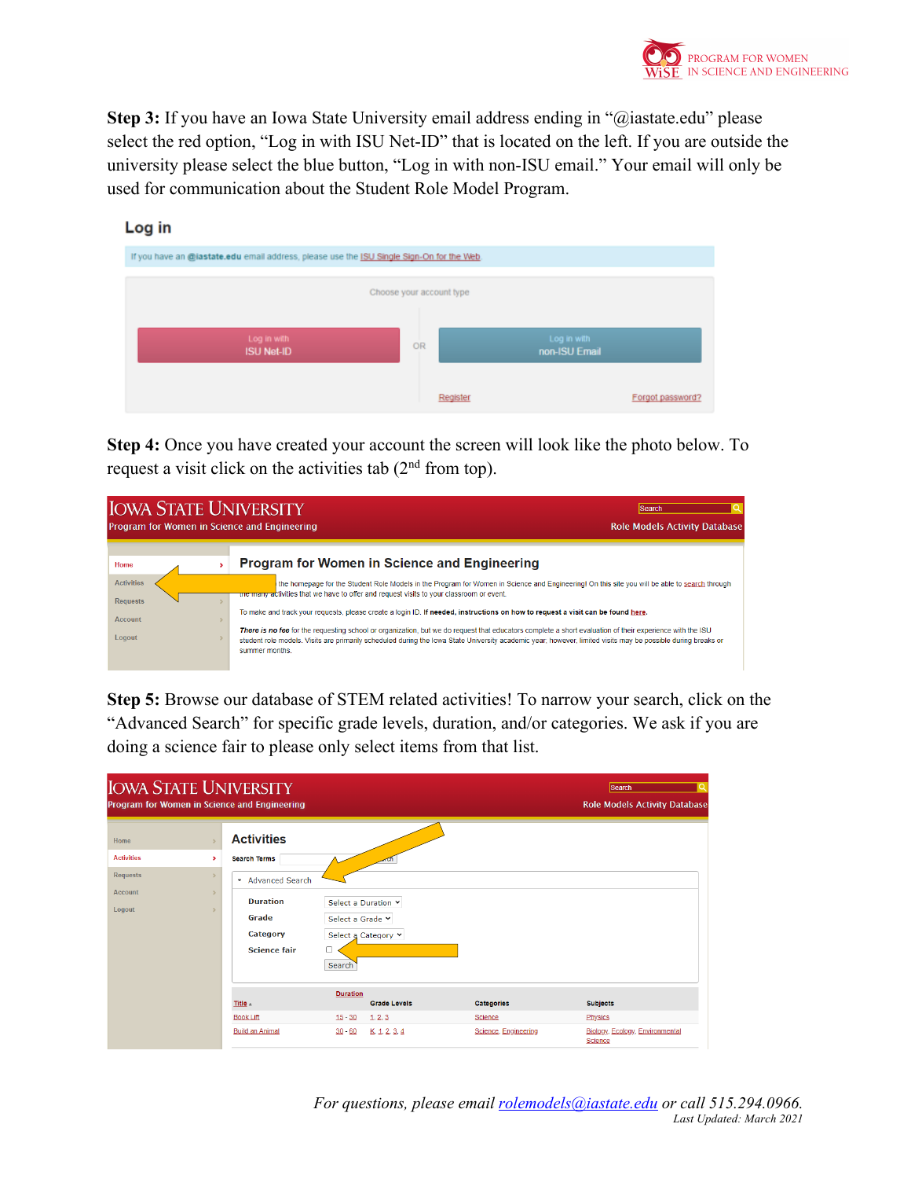**Step 3:** If you have an Iowa State University email address ending in "@iastate.edu" please select the red option, "Log in with ISU Net-ID" that is located on the left. If you are outside the university please select the blue button, "Log in with non-ISU email." Your email will only be used for communication about the Student Role Model Program.

Log in

If you have an **@iastate.edu** email address, please use the ISU Single Sign-On for the Web.

Choose your account type

Log in with ISU Net-ID | OR | Log in with non-ISU Email

Register | Forgot password?

**Step 4:** Once you have created your account the screen will look like the photo below. To request a visit click on the activities tab (2nd from top).

**Step 5:** Browse our database of STEM related activities! To narrow your search, click on the "Advanced Search" for specific grade levels, duration, and/or categories. We ask if you are doing a science fair to please only select items from that list.

*For questions, please email rolemodels@iastate.edu or call 515.294.0966.*

*Last Updated: March 2021*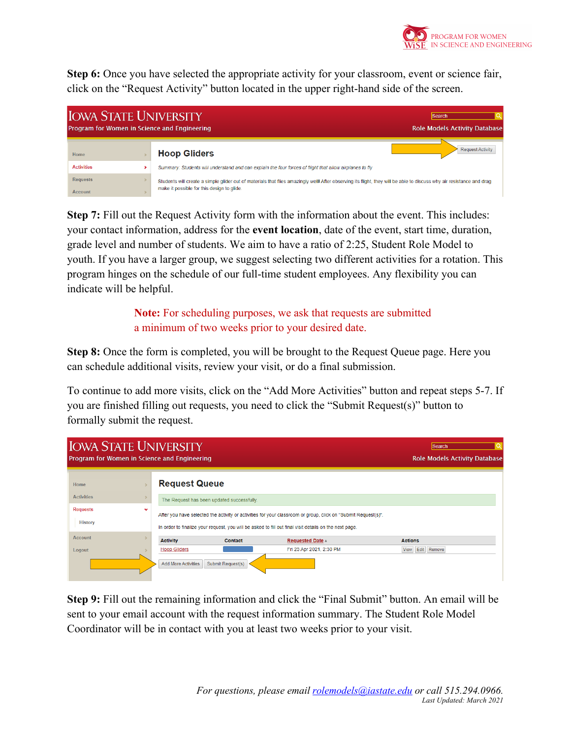**Step 6:** Once you have selected the appropriate activity for your classroom, event or science fair, click on the "Request Activity" button located in the upper right-hand side of the screen.

**Step 7:** Fill out the Request Activity form with the information about the event. This includes: your contact information, address for the **event location**, date of the event, start time, duration, grade level and number of students. We aim to have a ratio of 2:25, Student Role Model to youth. If you have a larger group, we suggest selecting two different activities for a rotation. This program hinges on the schedule of our full-time student employees. Any flexibility you can indicate will be helpful.

**Note:** For scheduling purposes, we ask that requests are submitted a minimum of two weeks prior to your desired date.

**Step 8:** Once the form is completed, you will be brought to the Request Queue page. Here you can schedule additional visits, review your visit, or do a final submission.

To continue to add more visits, click on the "Add More Activities" button and repeat steps 5-7. If you are finished filling out requests, you need to click the "Submit Request(s)" button to formally submit the request.

**Step 9:** Fill out the remaining information and click the "Final Submit" button. An email will be sent to your email account with the request information summary. The Student Role Model Coordinator will be in contact with you at least two weeks prior to your visit.

*For questions, please email rolemodels@iastate.edu or call 515.294.0966.*
*Last Updated: March 2021*